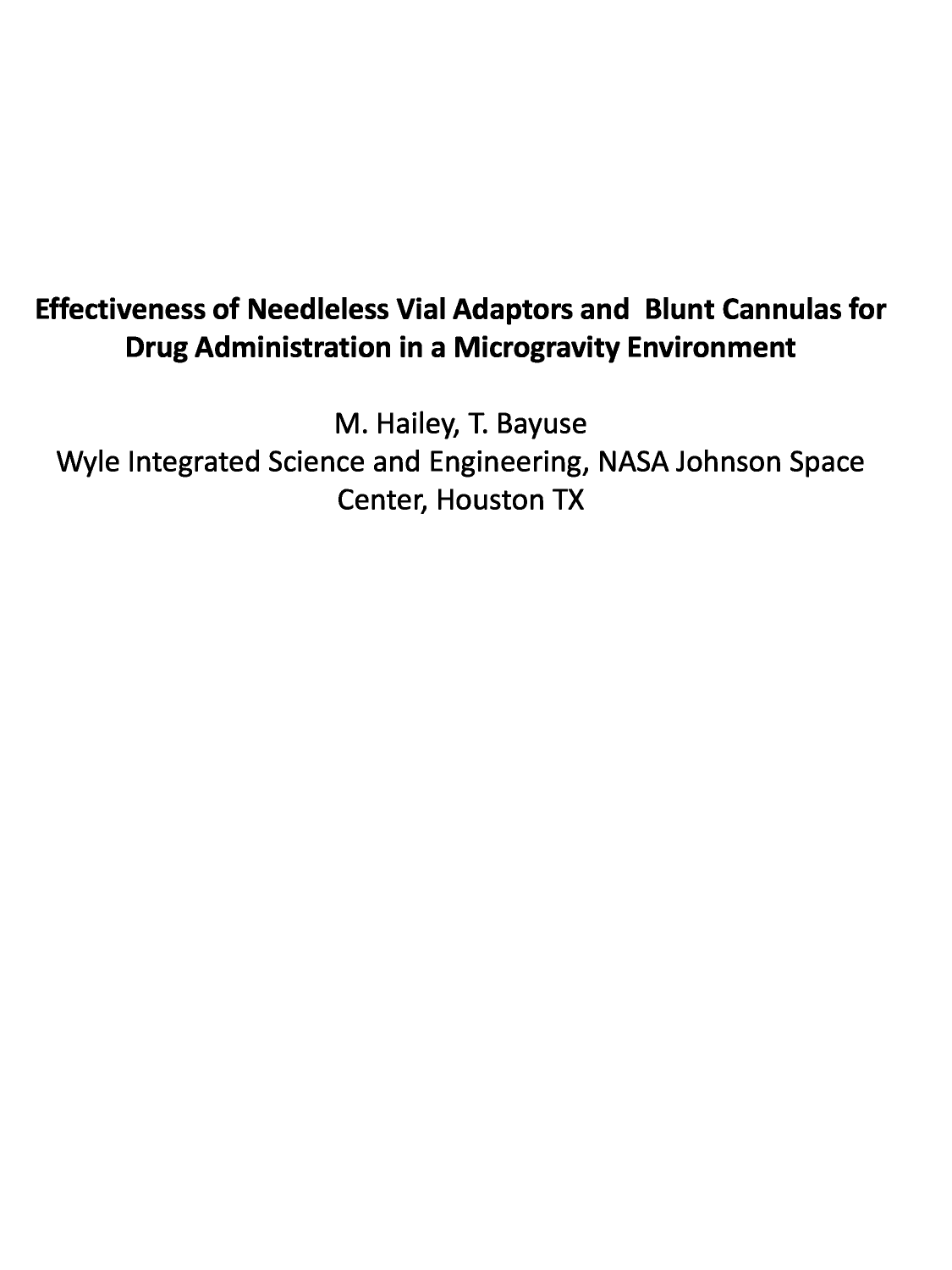# Effectiveness of Needleless Vial Adaptors and Blunt Cannulas for Drug Administration in a Microgravity Environment

M. Hailey, T. Bayuse

Wyle Integrated Science and Engineering, NASA Johnson Space Center, Houston TX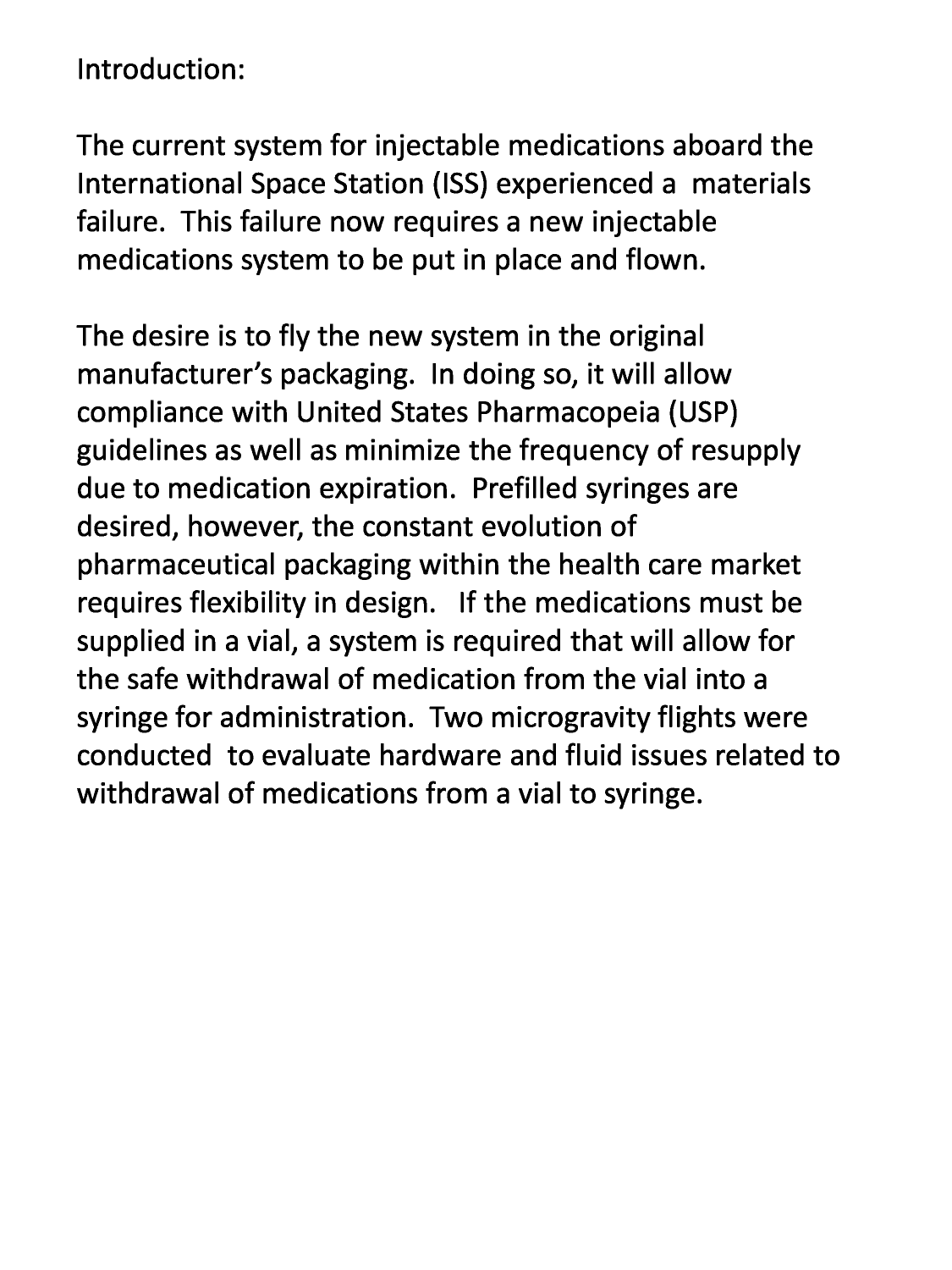Introduction:

The current system for injectable medications aboard the International Space Station (ISS) experienced a materials failure. This failure now requires a new injectable medications system to be put in place and flown.

The desire is to fly the new system in the original manufacturer's packaging. In doing so, it will allow compliance with United States Pharmacopeia (USP) guidelines as well as minimize the frequency of resupply due to medication expiration. Prefilled syringes are desired, however, the constant evolution of pharmaceutical packaging within the health care market requires flexibility in design. If the medications must be supplied in a vial, a system is required that will allow for the safe withdrawal of medication from the vial into a syringe for administration. Two microgravity flights were conducted to evaluate hardware and fluid issues related to withdrawal of medications from a vial to syringe.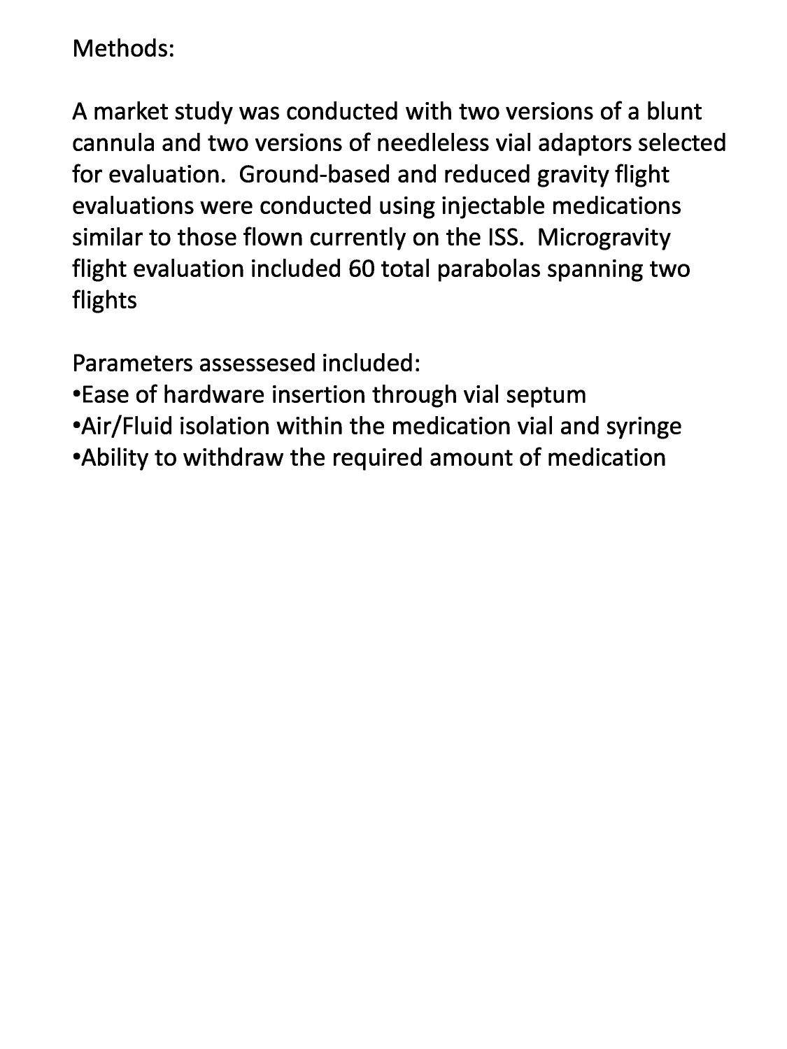Methods:

A market study was conducted with two versions of a blunt cannula and two versions of needleless vial adaptors selected for evaluation. Ground-based and reduced gravity flight evaluations were conducted using injectable medications similar to those flown currently on the ISS. Microgravity flight evaluation included 60 total parabolas spanning two flights

Parameters assessesed included:

- Ease of hardware insertion through vial septum
- Air/Fluid isolation within the medication vial and syringe
- Ability to withdraw the required amount of medication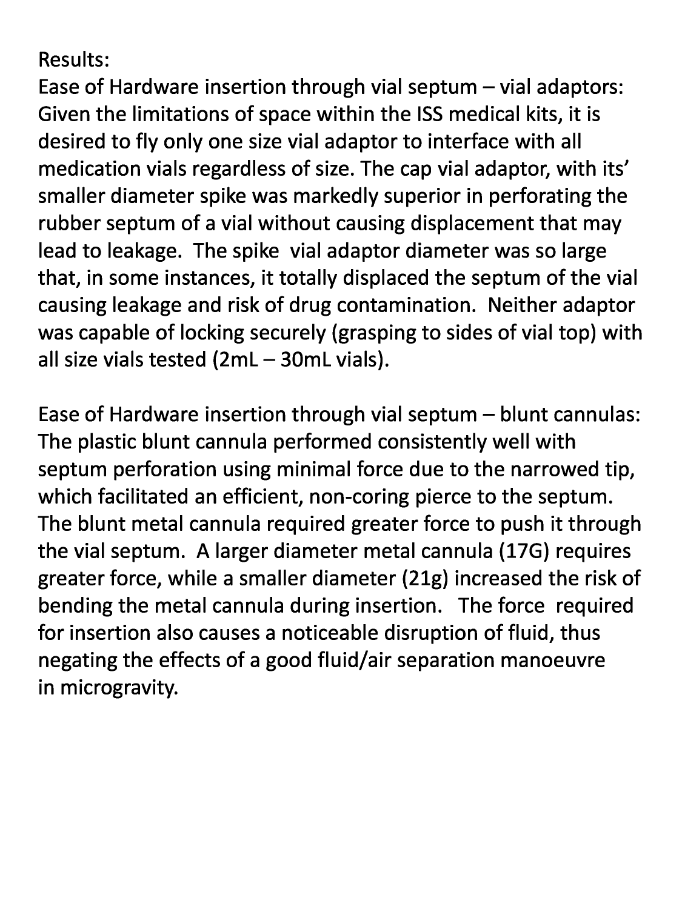Results:

Ease of Hardware insertion through vial septum – vial adaptors: Given the limitations of space within the ISS medical kits, it is desired to fly only one size vial adaptor to interface with all medication vials regardless of size. The cap vial adaptor, with its' smaller diameter spike was markedly superior in perforating the rubber septum of a vial without causing displacement that may lead to leakage. The spike vial adaptor diameter was so large that, in some instances, it totally displaced the septum of the vial causing leakage and risk of drug contamination. Neither adaptor was capable of locking securely (grasping to sides of vial top) with all size vials tested (2mL – 30mL vials).

Ease of Hardware insertion through vial septum – blunt cannulas: The plastic blunt cannula performed consistently well with septum perforation using minimal force due to the narrowed tip, which facilitated an efficient, non-coring pierce to the septum. The blunt metal cannula required greater force to push it through the vial septum. A larger diameter metal cannula (17G) requires greater force, while a smaller diameter (21g) increased the risk of bending the metal cannula during insertion. The force required for insertion also causes a noticeable disruption of fluid, thus negating the effects of a good fluid/air separation manoeuvre in microgravity.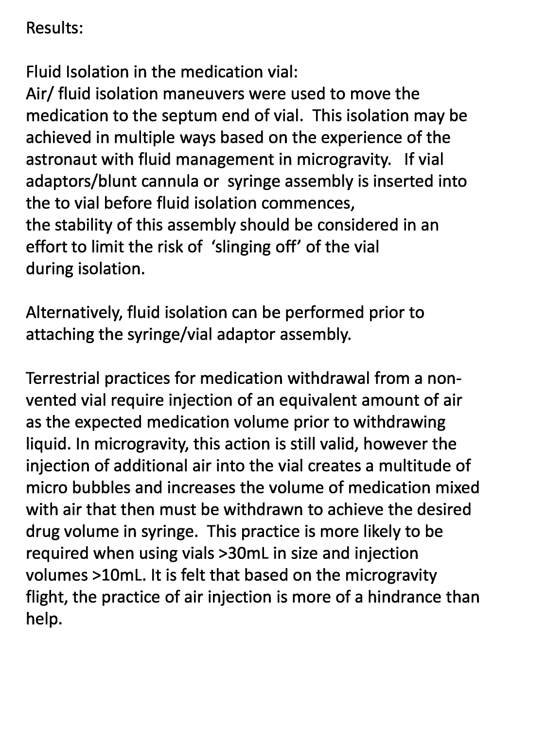Results:

Fluid Isolation in the medication vial:
Air/ fluid isolation maneuvers were used to move the medication to the septum end of vial. This isolation may be achieved in multiple ways based on the experience of the astronaut with fluid management in microgravity. If vial adaptors/blunt cannula or syringe assembly is inserted into the to vial before fluid isolation commences,
the stability of this assembly should be considered in an effort to limit the risk of 'slinging off' of the vial
during isolation.

Alternatively, fluid isolation can be performed prior to attaching the syringe/vial adaptor assembly.

Terrestrial practices for medication withdrawal from a non-vented vial require injection of an equivalent amount of air as the expected medication volume prior to withdrawing liquid. In microgravity, this action is still valid, however the injection of additional air into the vial creates a multitude of micro bubbles and increases the volume of medication mixed with air that then must be withdrawn to achieve the desired drug volume in syringe. This practice is more likely to be required when using vials >30mL in size and injection volumes >10mL. It is felt that based on the microgravity flight, the practice of air injection is more of a hindrance than help.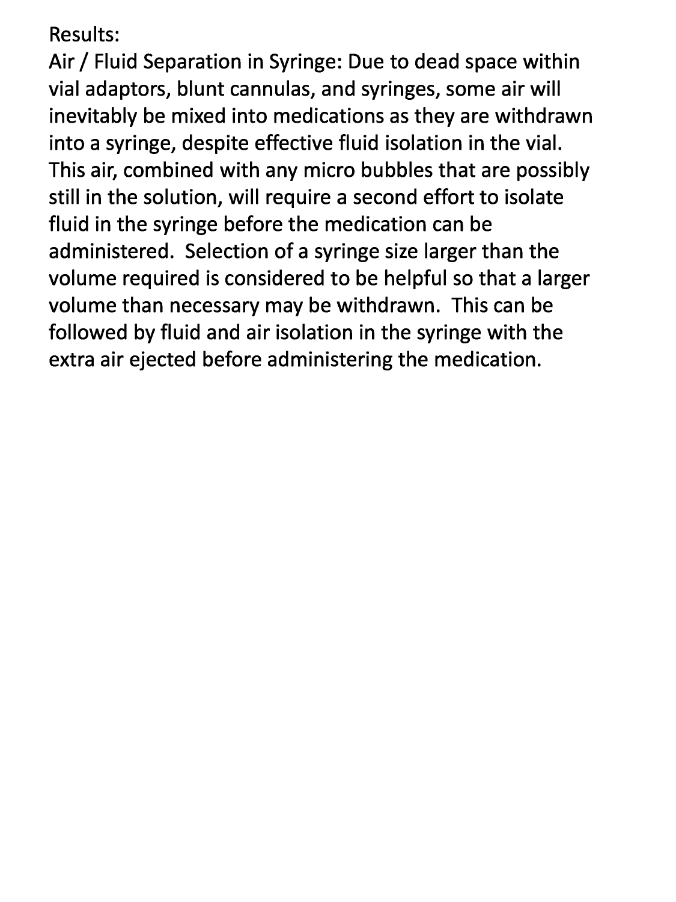Results:

Air / Fluid Separation in Syringe: Due to dead space within vial adaptors, blunt cannulas, and syringes, some air will inevitably be mixed into medications as they are withdrawn into a syringe, despite effective fluid isolation in the vial. This air, combined with any micro bubbles that are possibly still in the solution, will require a second effort to isolate fluid in the syringe before the medication can be administered. Selection of a syringe size larger than the volume required is considered to be helpful so that a larger volume than necessary may be withdrawn. This can be followed by fluid and air isolation in the syringe with the extra air ejected before administering the medication.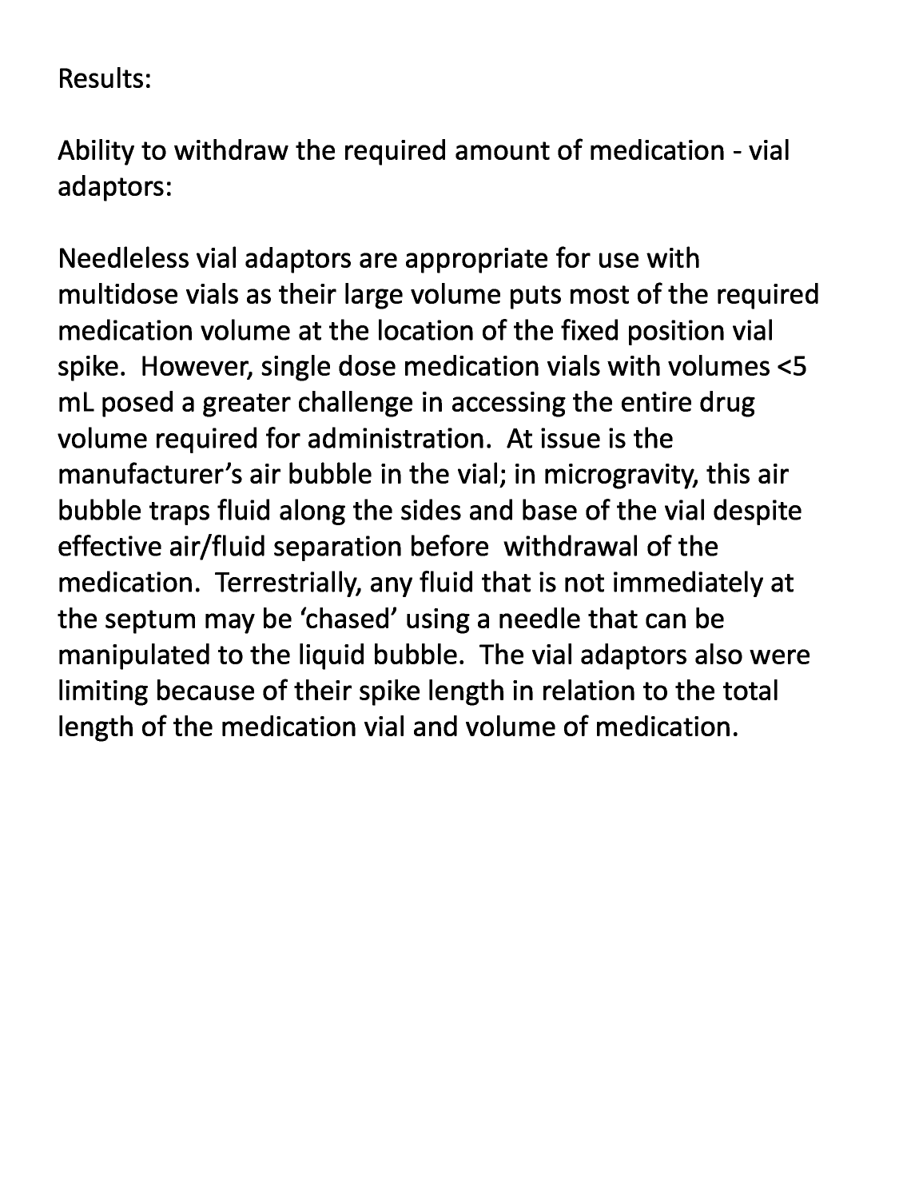Results:

Ability to withdraw the required amount of medication - vial adaptors:

Needleless vial adaptors are appropriate for use with multidose vials as their large volume puts most of the required medication volume at the location of the fixed position vial spike. However, single dose medication vials with volumes <5 mL posed a greater challenge in accessing the entire drug volume required for administration. At issue is the manufacturer's air bubble in the vial; in microgravity, this air bubble traps fluid along the sides and base of the vial despite effective air/fluid separation before withdrawal of the medication. Terrestrially, any fluid that is not immediately at the septum may be 'chased' using a needle that can be manipulated to the liquid bubble. The vial adaptors also were limiting because of their spike length in relation to the total length of the medication vial and volume of medication.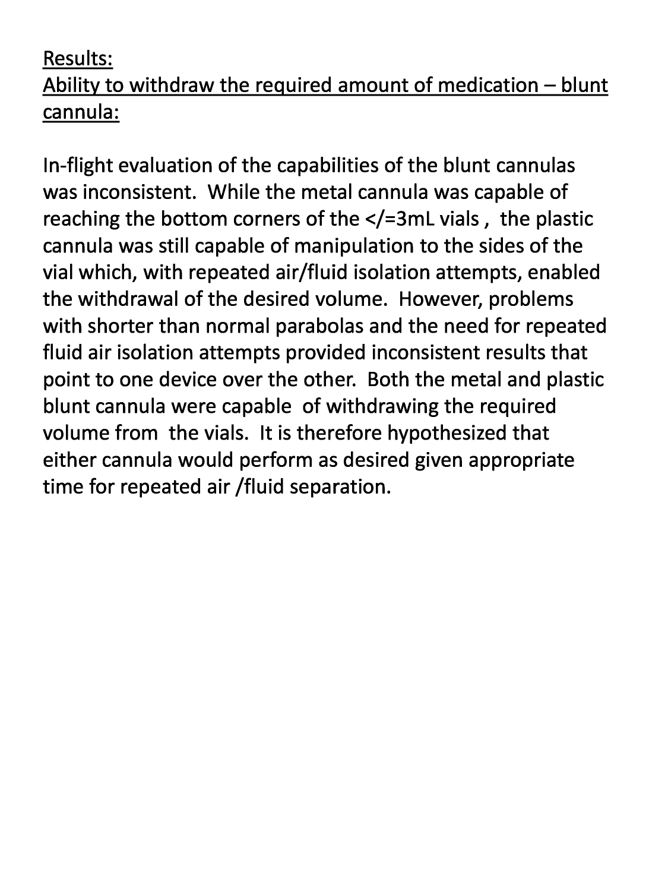Results:

Ability to withdraw the required amount of medication – blunt cannula:

In-flight evaluation of the capabilities of the blunt cannulas was inconsistent. While the metal cannula was capable of reaching the bottom corners of the </=3mL vials , the plastic cannula was still capable of manipulation to the sides of the vial which, with repeated air/fluid isolation attempts, enabled the withdrawal of the desired volume. However, problems with shorter than normal parabolas and the need for repeated fluid air isolation attempts provided inconsistent results that point to one device over the other. Both the metal and plastic blunt cannula were capable of withdrawing the required volume from the vials. It is therefore hypothesized that either cannula would perform as desired given appropriate time for repeated air /fluid separation.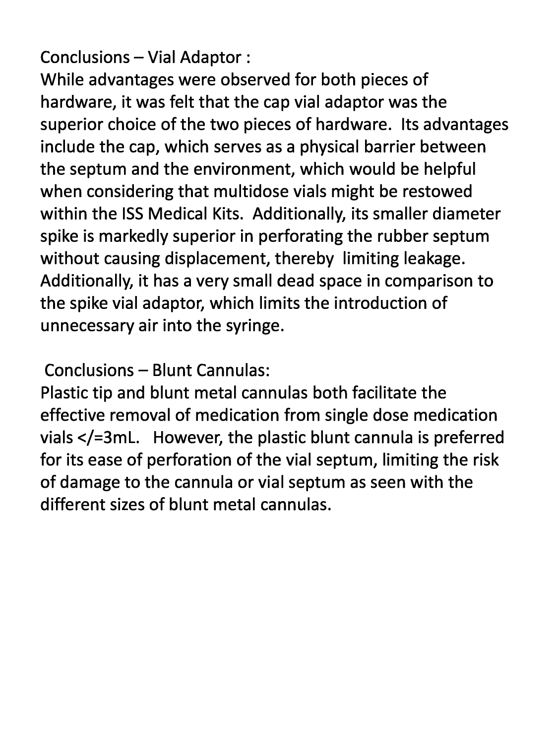## Conclusions – Vial Adaptor :

While advantages were observed for both pieces of hardware, it was felt that the cap vial adaptor was the superior choice of the two pieces of hardware. Its advantages include the cap, which serves as a physical barrier between the septum and the environment, which would be helpful when considering that multidose vials might be restowed within the ISS Medical Kits. Additionally, its smaller diameter spike is markedly superior in perforating the rubber septum without causing displacement, thereby limiting leakage. Additionally, it has a very small dead space in comparison to the spike vial adaptor, which limits the introduction of unnecessary air into the syringe.

## Conclusions – Blunt Cannulas:

Plastic tip and blunt metal cannulas both facilitate the effective removal of medication from single dose medication vials </=3mL. However, the plastic blunt cannula is preferred for its ease of perforation of the vial septum, limiting the risk of damage to the cannula or vial septum as seen with the different sizes of blunt metal cannulas.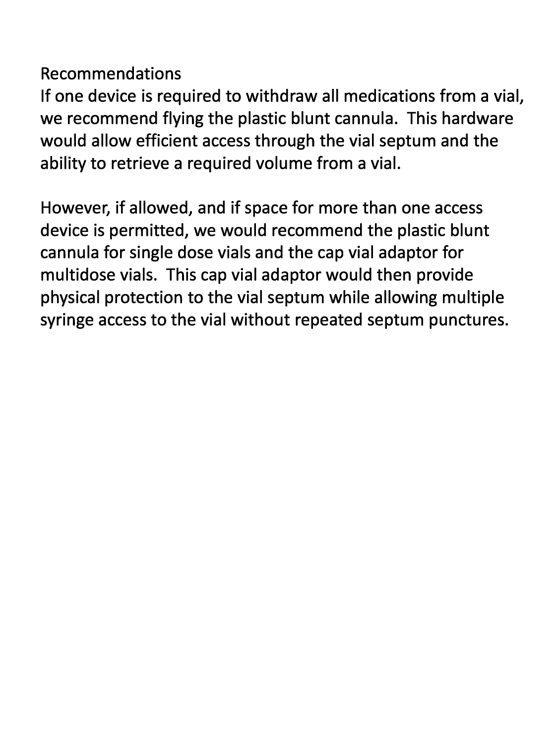## Recommendations

If one device is required to withdraw all medications from a vial, we recommend flying the plastic blunt cannula. This hardware would allow efficient access through the vial septum and the ability to retrieve a required volume from a vial.

However, if allowed, and if space for more than one access device is permitted, we would recommend the plastic blunt cannula for single dose vials and the cap vial adaptor for multidose vials. This cap vial adaptor would then provide physical protection to the vial septum while allowing multiple syringe access to the vial without repeated septum punctures.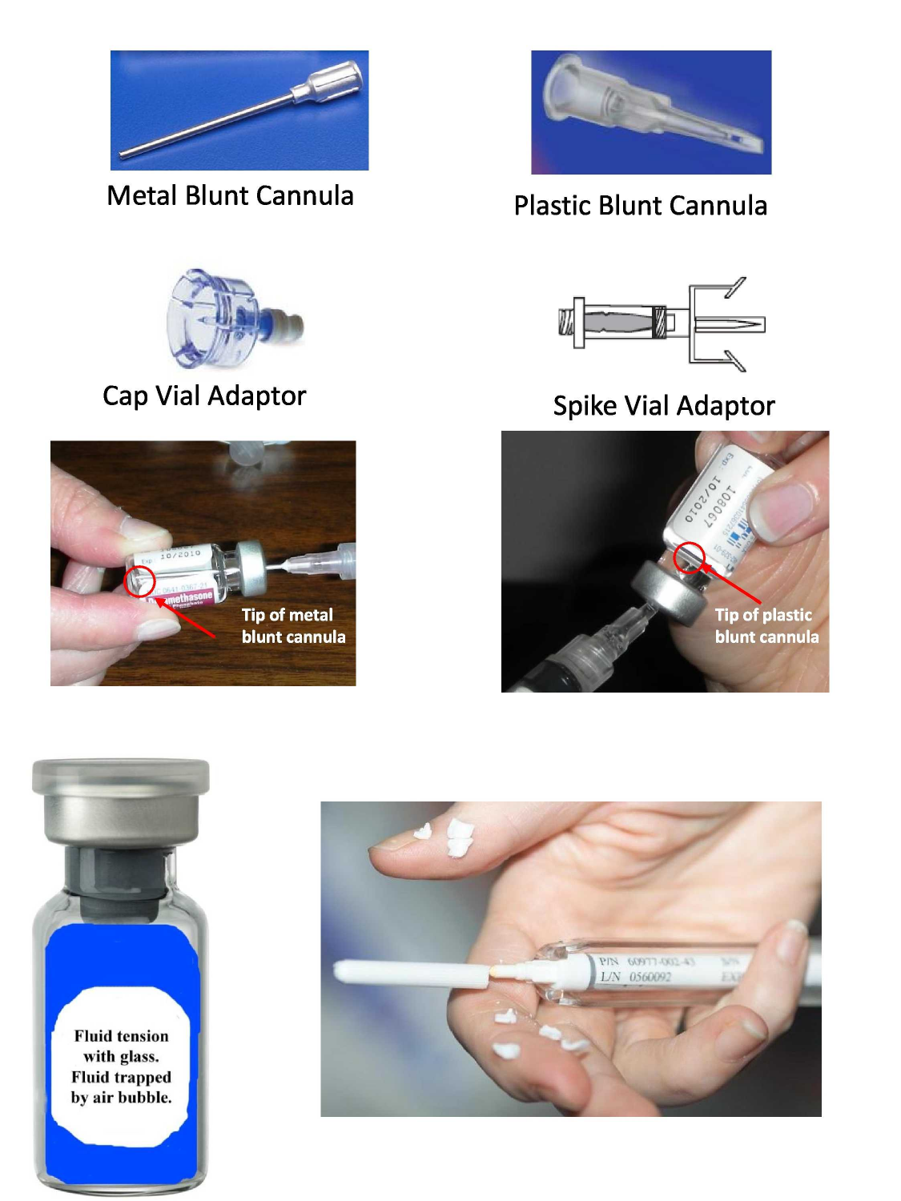Metal Blunt Cannula

Plastic Blunt Cannula

Cap Vial Adaptor

Spike Vial Adaptor

Tip of metal blunt cannula

Tip of plastic blunt cannula

Fluid tension with glass. Fluid trapped by air bubble.